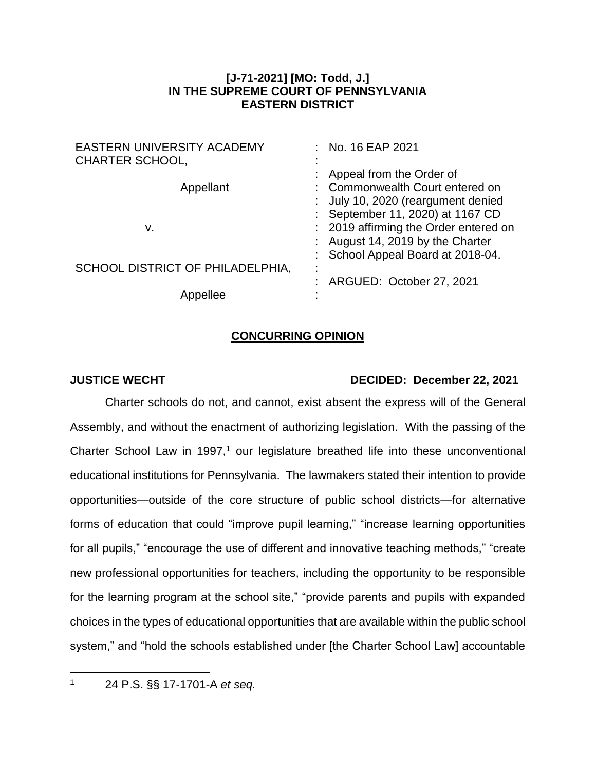**[J-71-2021] [MO: Todd, J.]**
**IN THE SUPREME COURT OF PENNSYLVANIA**
**EASTERN DISTRICT**

| | |
|---|---|
| EASTERN UNIVERSITY ACADEMY CHARTER SCHOOL, | : No. 16 EAP 2021 |
| Appellant | : Appeal from the Order of Commonwealth Court entered on July 10, 2020 (reargument denied September 11, 2020) at 1167 CD 2019 affirming the Order entered on August 14, 2019 by the Charter School Appeal Board at 2018-04. |
| v. | |
| SCHOOL DISTRICT OF PHILADELPHIA, | : ARGUED: October 27, 2021 |
| Appellee | : |

## CONCURRING OPINION

**JUSTICE WECHT** **DECIDED: December 22, 2021**

Charter schools do not, and cannot, exist absent the express will of the General Assembly, and without the enactment of authorizing legislation. With the passing of the Charter School Law in 1997,[1] our legislature breathed life into these unconventional educational institutions for Pennsylvania. The lawmakers stated their intention to provide opportunities—outside of the core structure of public school districts—for alternative forms of education that could "improve pupil learning," "increase learning opportunities for all pupils," "encourage the use of different and innovative teaching methods," "create new professional opportunities for teachers, including the opportunity to be responsible for the learning program at the school site," "provide parents and pupils with expanded choices in the types of educational opportunities that are available within the public school system," and "hold the schools established under [the Charter School Law] accountable

---

[1] 24 P.S. §§ 17-1701-A *et seq.*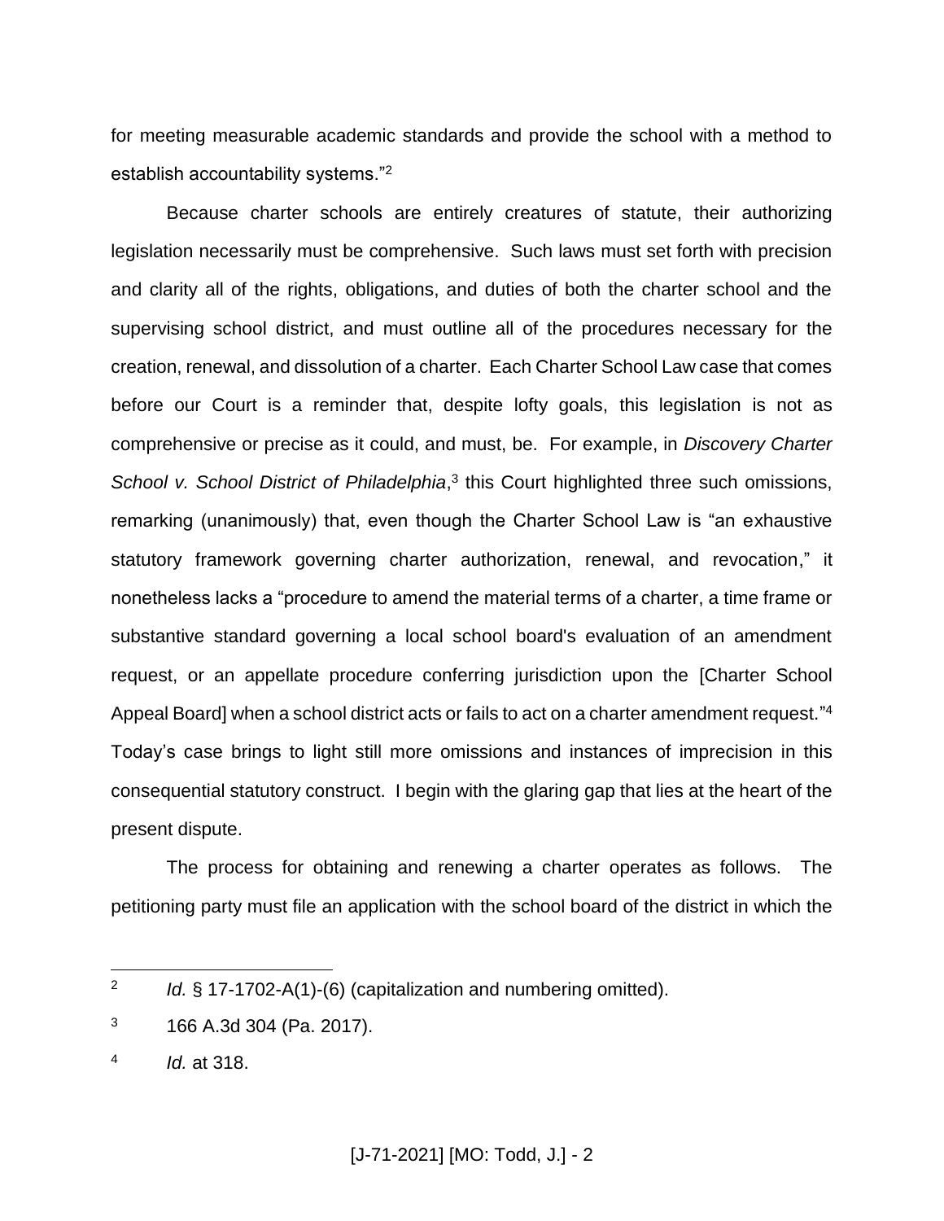for meeting measurable academic standards and provide the school with a method to establish accountability systems."[2]

Because charter schools are entirely creatures of statute, their authorizing legislation necessarily must be comprehensive. Such laws must set forth with precision and clarity all of the rights, obligations, and duties of both the charter school and the supervising school district, and must outline all of the procedures necessary for the creation, renewal, and dissolution of a charter. Each Charter School Law case that comes before our Court is a reminder that, despite lofty goals, this legislation is not as comprehensive or precise as it could, and must, be. For example, in *Discovery Charter School v. School District of Philadelphia*,[3] this Court highlighted three such omissions, remarking (unanimously) that, even though the Charter School Law is "an exhaustive statutory framework governing charter authorization, renewal, and revocation," it nonetheless lacks a "procedure to amend the material terms of a charter, a time frame or substantive standard governing a local school board's evaluation of an amendment request, or an appellate procedure conferring jurisdiction upon the [Charter School Appeal Board] when a school district acts or fails to act on a charter amendment request."[4] Today's case brings to light still more omissions and instances of imprecision in this consequential statutory construct. I begin with the glaring gap that lies at the heart of the present dispute.

The process for obtaining and renewing a charter operates as follows. The petitioning party must file an application with the school board of the district in which the

---

[2] *Id.* § 17-1702-A(1)-(6) (capitalization and numbering omitted).

[3] 166 A.3d 304 (Pa. 2017).

[4] *Id.* at 318.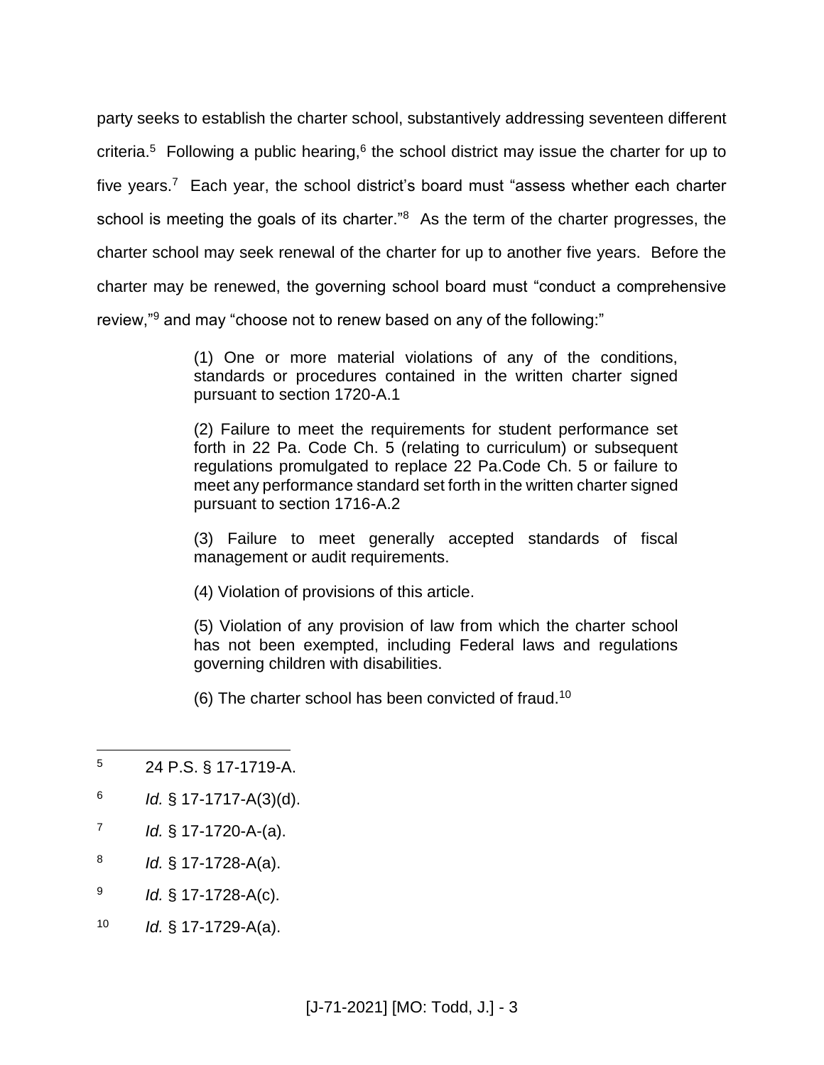party seeks to establish the charter school, substantively addressing seventeen different criteria.[5] Following a public hearing,[6] the school district may issue the charter for up to five years.[7] Each year, the school district's board must "assess whether each charter school is meeting the goals of its charter."[8] As the term of the charter progresses, the charter school may seek renewal of the charter for up to another five years. Before the charter may be renewed, the governing school board must "conduct a comprehensive review,"[9] and may "choose not to renew based on any of the following:"

> (1) One or more material violations of any of the conditions, standards or procedures contained in the written charter signed pursuant to section 1720-A.1
>
> (2) Failure to meet the requirements for student performance set forth in 22 Pa. Code Ch. 5 (relating to curriculum) or subsequent regulations promulgated to replace 22 Pa.Code Ch. 5 or failure to meet any performance standard set forth in the written charter signed pursuant to section 1716-A.2
>
> (3) Failure to meet generally accepted standards of fiscal management or audit requirements.
>
> (4) Violation of provisions of this article.
>
> (5) Violation of any provision of law from which the charter school has not been exempted, including Federal laws and regulations governing children with disabilities.
>
> (6) The charter school has been convicted of fraud.[10]

---

[5] 24 P.S. § 17-1719-A.

[6] *Id.* § 17-1717-A(3)(d).

[7] *Id.* § 17-1720-A-(a).

[8] *Id.* § 17-1728-A(a).

[9] *Id.* § 17-1728-A(c).

[10] *Id.* § 17-1729-A(a).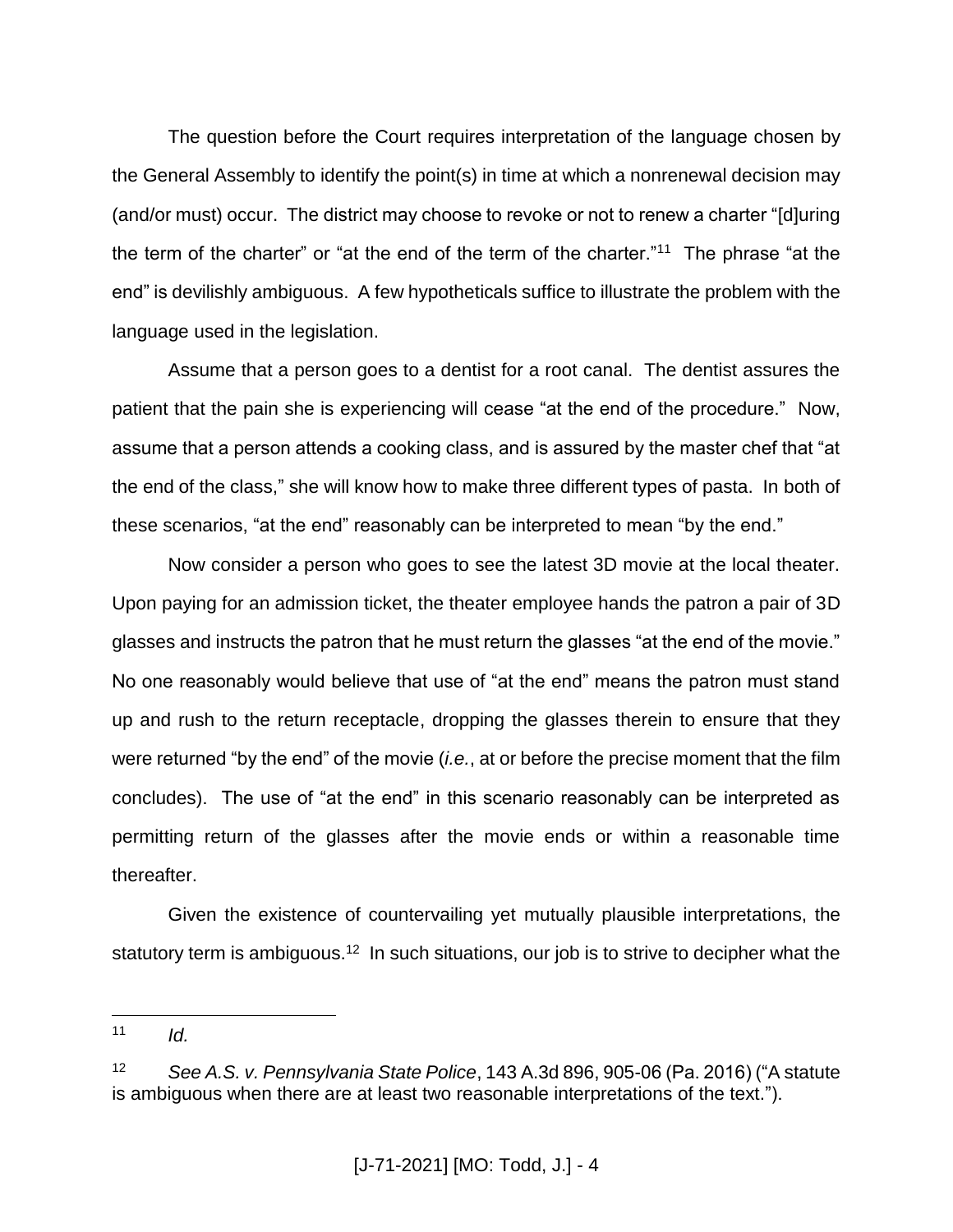The question before the Court requires interpretation of the language chosen by the General Assembly to identify the point(s) in time at which a nonrenewal decision may (and/or must) occur. The district may choose to revoke or not to renew a charter "[d]uring the term of the charter" or "at the end of the term of the charter."[11] The phrase "at the end" is devilishly ambiguous. A few hypotheticals suffice to illustrate the problem with the language used in the legislation.

Assume that a person goes to a dentist for a root canal. The dentist assures the patient that the pain she is experiencing will cease "at the end of the procedure." Now, assume that a person attends a cooking class, and is assured by the master chef that "at the end of the class," she will know how to make three different types of pasta. In both of these scenarios, "at the end" reasonably can be interpreted to mean "by the end."

Now consider a person who goes to see the latest 3D movie at the local theater. Upon paying for an admission ticket, the theater employee hands the patron a pair of 3D glasses and instructs the patron that he must return the glasses "at the end of the movie." No one reasonably would believe that use of "at the end" means the patron must stand up and rush to the return receptacle, dropping the glasses therein to ensure that they were returned "by the end" of the movie (*i.e.*, at or before the precise moment that the film concludes). The use of "at the end" in this scenario reasonably can be interpreted as permitting return of the glasses after the movie ends or within a reasonable time thereafter.

Given the existence of countervailing yet mutually plausible interpretations, the statutory term is ambiguous.[12] In such situations, our job is to strive to decipher what the

---

[11] *Id.*

[12] *See A.S. v. Pennsylvania State Police*, 143 A.3d 896, 905-06 (Pa. 2016) ("A statute is ambiguous when there are at least two reasonable interpretations of the text.").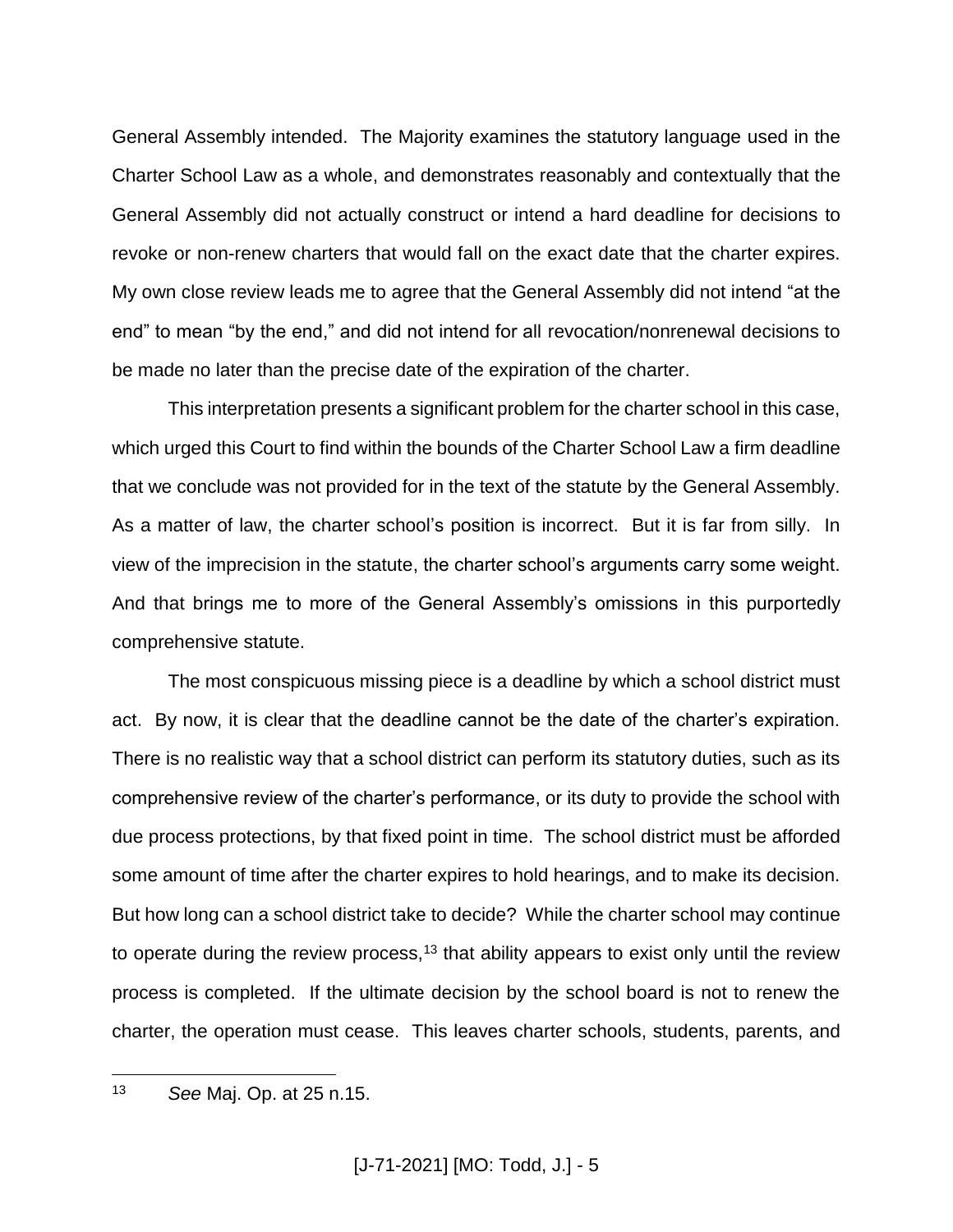General Assembly intended. The Majority examines the statutory language used in the Charter School Law as a whole, and demonstrates reasonably and contextually that the General Assembly did not actually construct or intend a hard deadline for decisions to revoke or non-renew charters that would fall on the exact date that the charter expires. My own close review leads me to agree that the General Assembly did not intend "at the end" to mean "by the end," and did not intend for all revocation/nonrenewal decisions to be made no later than the precise date of the expiration of the charter.

This interpretation presents a significant problem for the charter school in this case, which urged this Court to find within the bounds of the Charter School Law a firm deadline that we conclude was not provided for in the text of the statute by the General Assembly. As a matter of law, the charter school's position is incorrect. But it is far from silly. In view of the imprecision in the statute, the charter school's arguments carry some weight. And that brings me to more of the General Assembly's omissions in this purportedly comprehensive statute.

The most conspicuous missing piece is a deadline by which a school district must act. By now, it is clear that the deadline cannot be the date of the charter's expiration. There is no realistic way that a school district can perform its statutory duties, such as its comprehensive review of the charter's performance, or its duty to provide the school with due process protections, by that fixed point in time. The school district must be afforded some amount of time after the charter expires to hold hearings, and to make its decision. But how long can a school district take to decide? While the charter school may continue to operate during the review process,[13] that ability appears to exist only until the review process is completed. If the ultimate decision by the school board is not to renew the charter, the operation must cease. This leaves charter schools, students, parents, and

[13] *See* Maj. Op. at 25 n.15.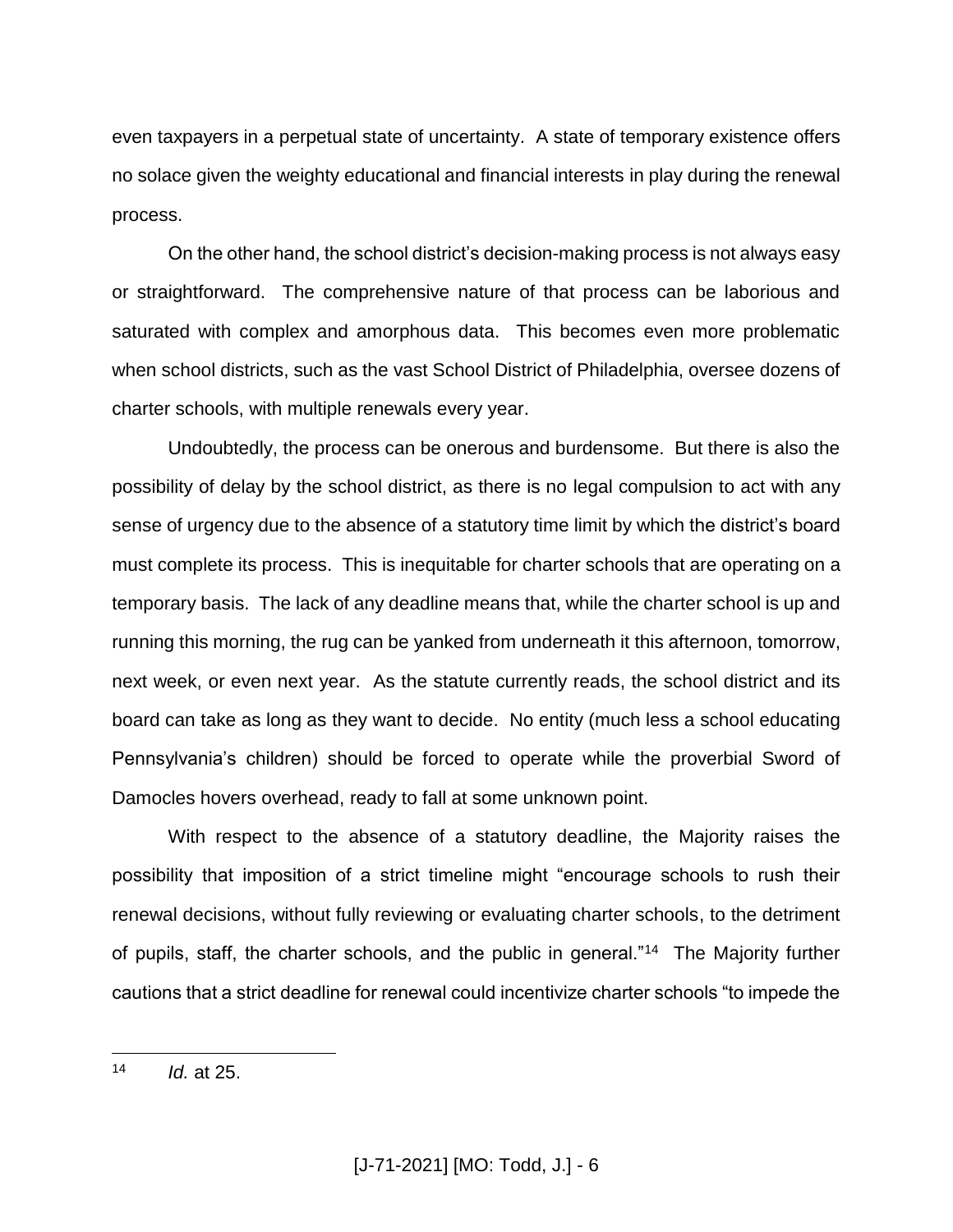even taxpayers in a perpetual state of uncertainty. A state of temporary existence offers no solace given the weighty educational and financial interests in play during the renewal process.

On the other hand, the school district's decision-making process is not always easy or straightforward. The comprehensive nature of that process can be laborious and saturated with complex and amorphous data. This becomes even more problematic when school districts, such as the vast School District of Philadelphia, oversee dozens of charter schools, with multiple renewals every year.

Undoubtedly, the process can be onerous and burdensome. But there is also the possibility of delay by the school district, as there is no legal compulsion to act with any sense of urgency due to the absence of a statutory time limit by which the district's board must complete its process. This is inequitable for charter schools that are operating on a temporary basis. The lack of any deadline means that, while the charter school is up and running this morning, the rug can be yanked from underneath it this afternoon, tomorrow, next week, or even next year. As the statute currently reads, the school district and its board can take as long as they want to decide. No entity (much less a school educating Pennsylvania's children) should be forced to operate while the proverbial Sword of Damocles hovers overhead, ready to fall at some unknown point.

With respect to the absence of a statutory deadline, the Majority raises the possibility that imposition of a strict timeline might "encourage schools to rush their renewal decisions, without fully reviewing or evaluating charter schools, to the detriment of pupils, staff, the charter schools, and the public in general."[14] The Majority further cautions that a strict deadline for renewal could incentivize charter schools "to impede the

---

[14] *Id.* at 25.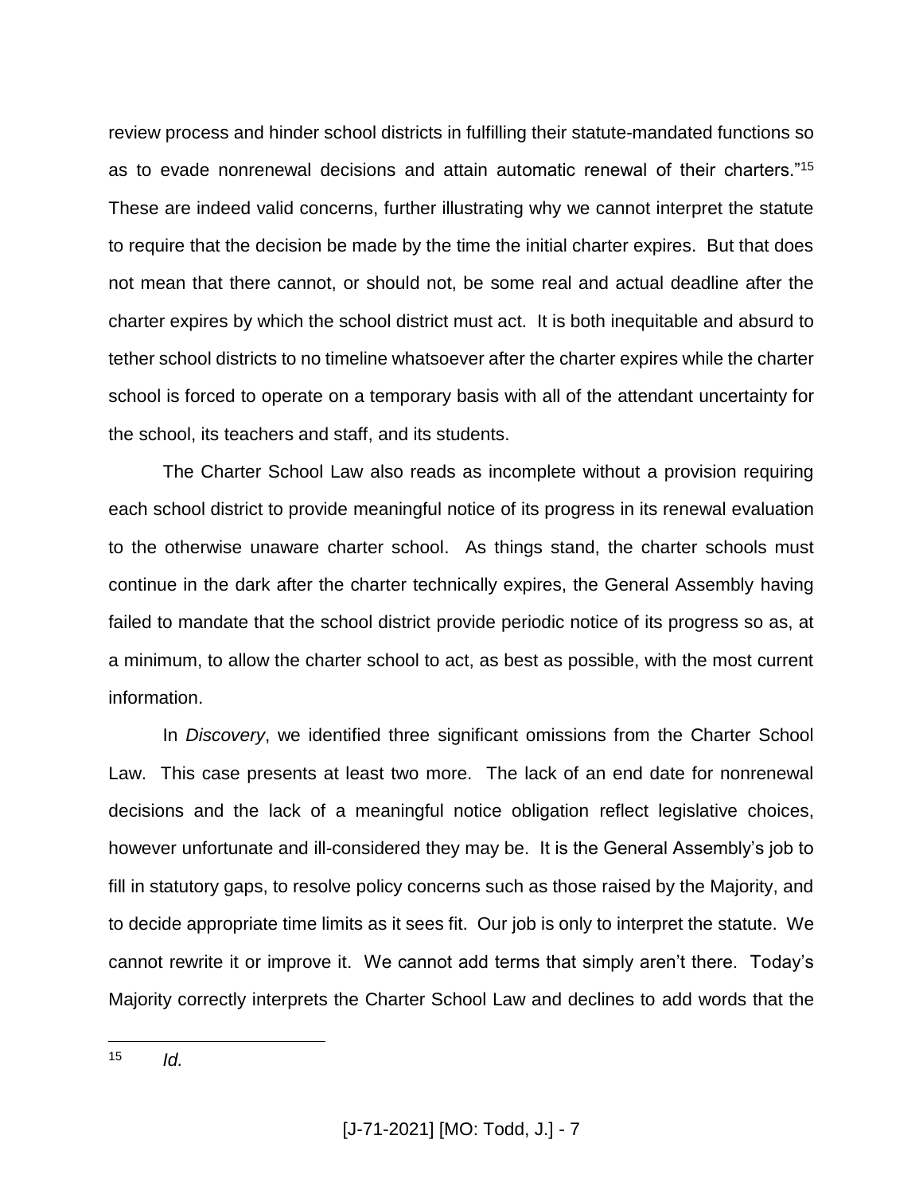review process and hinder school districts in fulfilling their statute-mandated functions so as to evade nonrenewal decisions and attain automatic renewal of their charters."[15] These are indeed valid concerns, further illustrating why we cannot interpret the statute to require that the decision be made by the time the initial charter expires. But that does not mean that there cannot, or should not, be some real and actual deadline after the charter expires by which the school district must act. It is both inequitable and absurd to tether school districts to no timeline whatsoever after the charter expires while the charter school is forced to operate on a temporary basis with all of the attendant uncertainty for the school, its teachers and staff, and its students.

The Charter School Law also reads as incomplete without a provision requiring each school district to provide meaningful notice of its progress in its renewal evaluation to the otherwise unaware charter school. As things stand, the charter schools must continue in the dark after the charter technically expires, the General Assembly having failed to mandate that the school district provide periodic notice of its progress so as, at a minimum, to allow the charter school to act, as best as possible, with the most current information.

In *Discovery*, we identified three significant omissions from the Charter School Law. This case presents at least two more. The lack of an end date for nonrenewal decisions and the lack of a meaningful notice obligation reflect legislative choices, however unfortunate and ill-considered they may be. It is the General Assembly's job to fill in statutory gaps, to resolve policy concerns such as those raised by the Majority, and to decide appropriate time limits as it sees fit. Our job is only to interpret the statute. We cannot rewrite it or improve it. We cannot add terms that simply aren't there. Today's Majority correctly interprets the Charter School Law and declines to add words that the

---

[15] *Id.*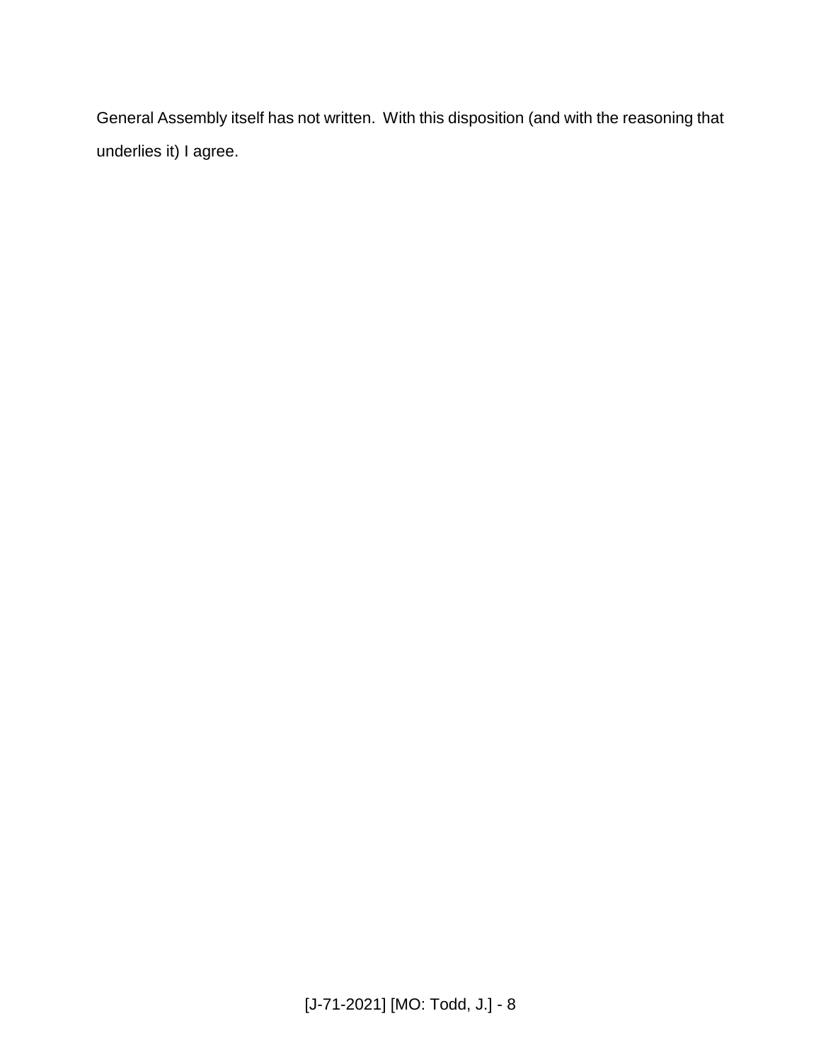General Assembly itself has not written. With this disposition (and with the reasoning that underlies it) I agree.